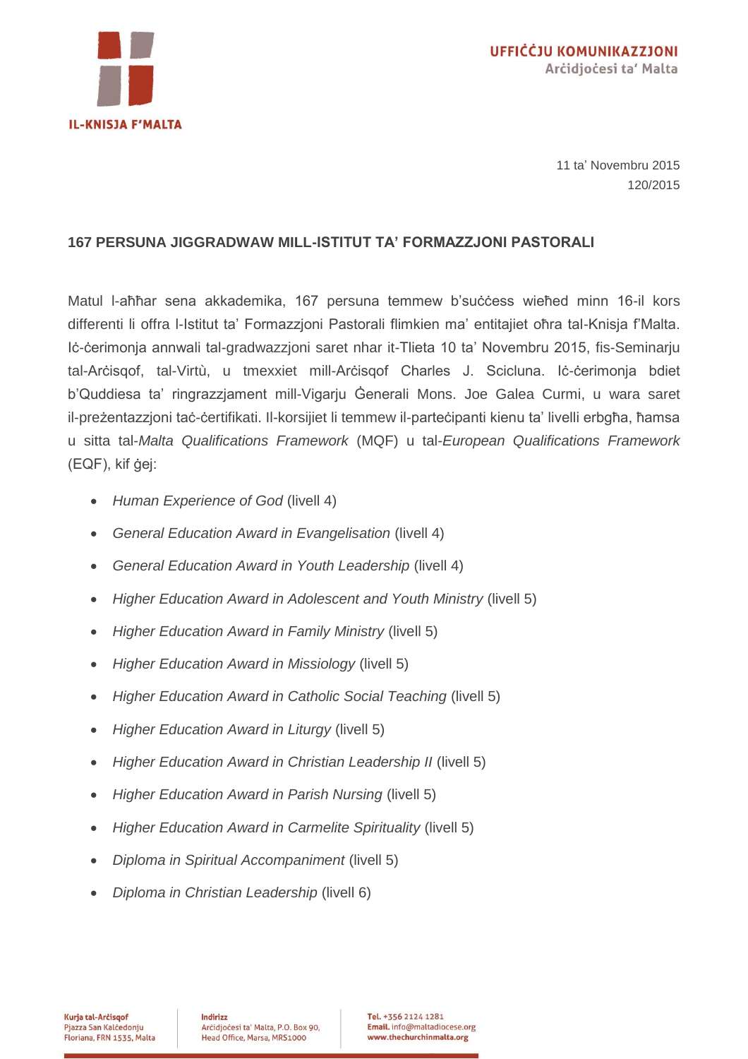IL-KNISJA F'MALTA

UFFIĊĊJU KOMUNIKAZZJONI
Arċidjoċesi ta' Malta

11 ta' Novembru 2015
120/2015

**167 PERSUNA JIGGRADWAW MILL-ISTITUT TA' FORMAZZJONI PASTORALI**

Matul l-aħħar sena akkademika, 167 persuna temmew b'suċċess wieħed minn 16-il kors differenti li offra l-Istitut ta' Formazzjoni Pastorali flimkien ma' entitajiet oħra tal-Knisja f'Malta. Iċ-ċerimonja annwali tal-gradwazzjoni saret nhar it-Tlieta 10 ta' Novembru 2015, fis-Seminarju tal-Arċisqof, tal-Virtù, u tmexxiet mill-Arċisqof Charles J. Scicluna. Iċ-ċerimonja bdiet b'Quddiesa ta' ringrazzjament mill-Vigarju Ġenerali Mons. Joe Galea Curmi, u wara saret il-preżentazzjoni taċ-ċertifikati. Il-korsijiet li temmew il-parteċipanti kienu ta' livelli erbgħa, ħamsa u sitta tal-*Malta Qualifications Framework* (MQF) u tal-*European Qualifications Framework* (EQF), kif ġej:

- *Human Experience of God* (livell 4)
- *General Education Award in Evangelisation* (livell 4)
- *General Education Award in Youth Leadership* (livell 4)
- *Higher Education Award in Adolescent and Youth Ministry* (livell 5)
- *Higher Education Award in Family Ministry* (livell 5)
- *Higher Education Award in Missiology* (livell 5)
- *Higher Education Award in Catholic Social Teaching* (livell 5)
- *Higher Education Award in Liturgy* (livell 5)
- *Higher Education Award in Christian Leadership II* (livell 5)
- *Higher Education Award in Parish Nursing* (livell 5)
- *Higher Education Award in Carmelite Spirituality* (livell 5)
- *Diploma in Spiritual Accompaniment* (livell 5)
- *Diploma in Christian Leadership* (livell 6)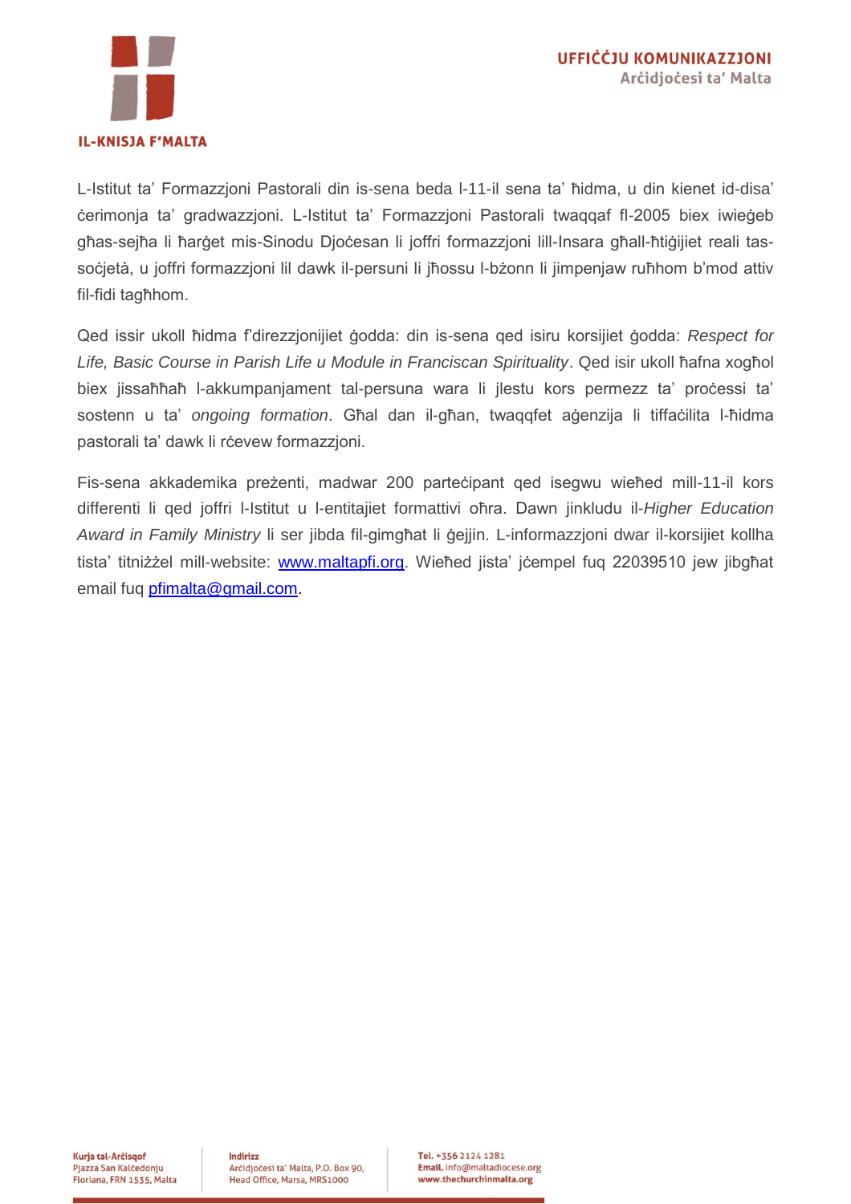L-Istitut ta' Formazzjoni Pastorali din is-sena beda l-11-il sena ta' ħidma, u din kienet id-disa' ċerimonja ta' gradwazzjoni. L-Istitut ta' Formazzjoni Pastorali twaqqaf fl-2005 biex iwieġeb għas-sejħa li ħarġet mis-Sinodu Djoċesan li joffri formazzjoni lill-Insara għall-ħtiġijiet reali tas-soċjetà, u joffri formazzjoni lil dawk il-persuni li jħossu l-bżonn li jimpenjaw ruħhom b'mod attiv fil-fidi tagħhom.

Qed issir ukoll ħidma f'direzzjonijiet ġodda: din is-sena qed isiru korsijiet ġodda: *Respect for Life, Basic Course in Parish Life u Module in Franciscan Spirituality*. Qed isir ukoll ħafna xogħol biex jissaħħaħ l-akkumpanjament tal-persuna wara li jlestu kors permezz ta' proċessi ta' sostenn u ta' *ongoing formation*. Għal dan il-għan, twaqqfet aġenzija li tiffaċilita l-ħidma pastorali ta' dawk li rċevew formazzjoni.

Fis-sena akkademika preżenti, madwar 200 parteċipant qed isegwu wieħed mill-11-il kors differenti li qed joffri l-Istitut u l-entitajiet formattivi oħra. Dawn jinkludu il-*Higher Education Award in Family Ministry* li ser jibda fil-gimgħat li ġejjin. L-informazzjoni dwar il-korsijiet kollha tista' titniżżel mill-website: [www.maltapfi.org](http://www.maltapfi.org). Wieħed jista' jċempel fuq 22039510 jew jibgħat email fuq [pfimalta@gmail.com](mailto:pfimalta@gmail.com).